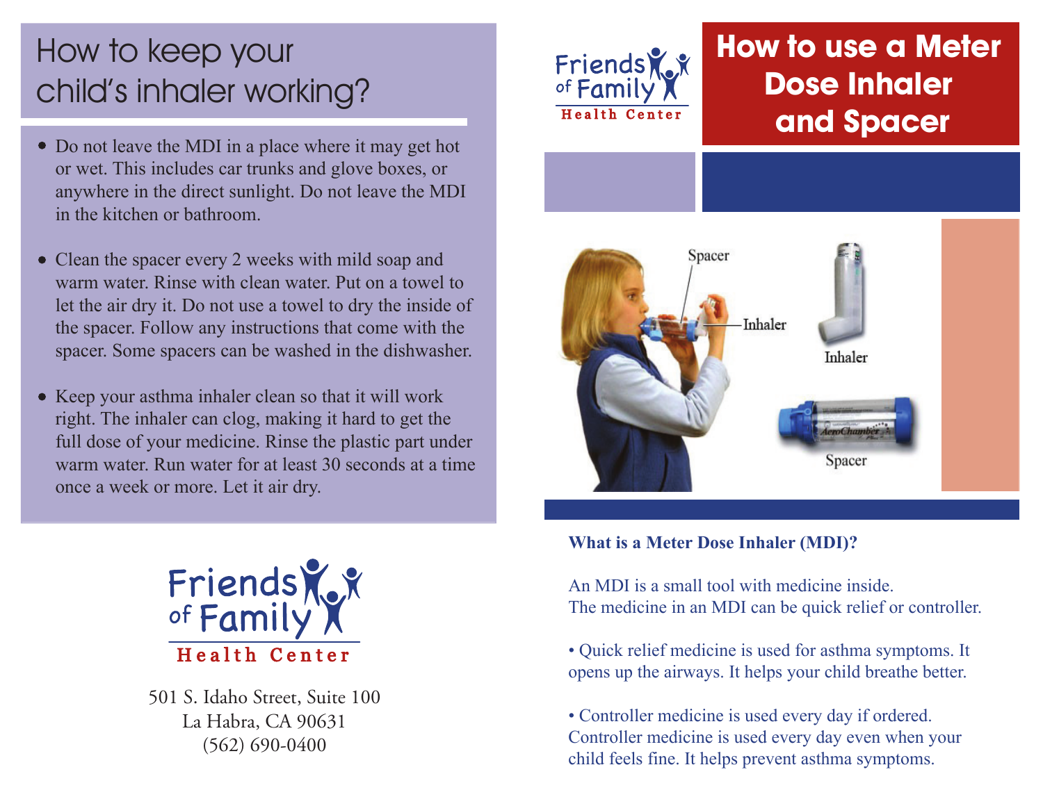# How to keep your child's inhaler working?

- Do not leave the MDI in a place where it may get hot or wet. This includes car trunks and glove boxes, or anywhere in the direct sunlight. Do not leave the MDI in the kitchen or bathroom.

- Clean the spacer every 2 weeks with mild soap and warm water. Rinse with clean water. Put on a towel to let the air dry it. Do not use a towel to dry the inside of the spacer. Follow any instructions that come with the spacer. Some spacers can be washed in the dishwasher.

- Keep your asthma inhaler clean so that it will work right. The inhaler can clog, making it hard to get the full dose of your medicine. Rinse the plastic part under warm water. Run water for at least 30 seconds at a time once a week or more. Let it air dry.

Friends of Family Health Center

501 S. Idaho Street, Suite 100
La Habra, CA 90631
(562) 690-0400

Friends of Family Health Center

# How to use a Meter Dose Inhaler and Spacer

Spacer

Inhaler

Inhaler

Spacer

**What is a Meter Dose Inhaler (MDI)?**

An MDI is a small tool with medicine inside.
The medicine in an MDI can be quick relief or controller.

• Quick relief medicine is used for asthma symptoms. It opens up the airways. It helps your child breathe better.

• Controller medicine is used every day if ordered. Controller medicine is used every day even when your child feels fine. It helps prevent asthma symptoms.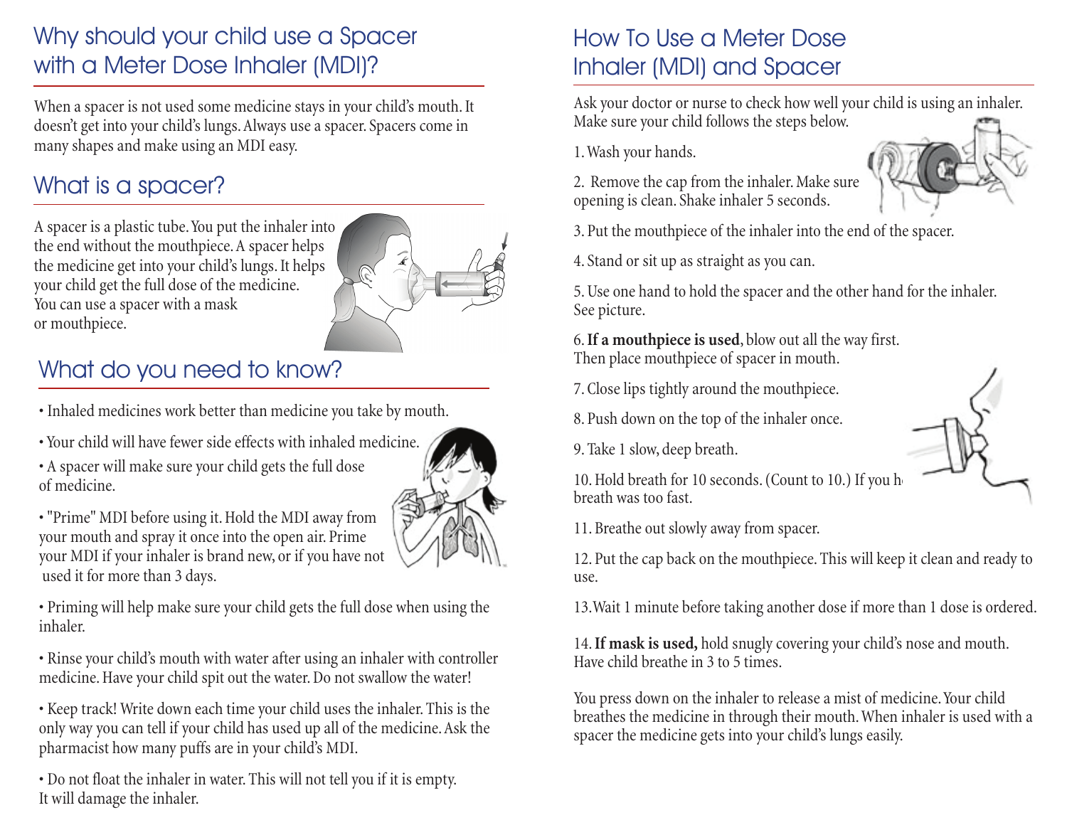## Why should your child use a Spacer with a Meter Dose Inhaler (MDI)?

When a spacer is not used some medicine stays in your child's mouth. It doesn't get into your child's lungs. Always use a spacer. Spacers come in many shapes and make using an MDI easy.

## What is a spacer?

A spacer is a plastic tube. You put the inhaler into the end without the mouthpiece. A spacer helps the medicine get into your child's lungs. It helps your child get the full dose of the medicine. You can use a spacer with a mask or mouthpiece.

## What do you need to know?

- Inhaled medicines work better than medicine you take by mouth.
- Your child will have fewer side effects with inhaled medicine.
- A spacer will make sure your child gets the full dose of medicine.
- "Prime" MDI before using it. Hold the MDI away from your mouth and spray it once into the open air. Prime your MDI if your inhaler is brand new, or if you have not used it for more than 3 days.
- Priming will help make sure your child gets the full dose when using the inhaler.
- Rinse your child's mouth with water after using an inhaler with controller medicine. Have your child spit out the water. Do not swallow the water!
- Keep track! Write down each time your child uses the inhaler. This is the only way you can tell if your child has used up all of the medicine. Ask the pharmacist how many puffs are in your child's MDI.
- Do not float the inhaler in water. This will not tell you if it is empty. It will damage the inhaler.

## How To Use a Meter Dose Inhaler (MDI) and Spacer

Ask your doctor or nurse to check how well your child is using an inhaler. Make sure your child follows the steps below.

1. Wash your hands.
2. Remove the cap from the inhaler. Make sure opening is clean. Shake inhaler 5 seconds.
3. Put the mouthpiece of the inhaler into the end of the spacer.
4. Stand or sit up as straight as you can.
5. Use one hand to hold the spacer and the other hand for the inhaler. See picture.
6. **If a mouthpiece is used**, blow out all the way first. Then place mouthpiece of spacer in mouth.
7. Close lips tightly around the mouthpiece.
8. Push down on the top of the inhaler once.
9. Take 1 slow, deep breath.
10. Hold breath for 10 seconds. (Count to 10.) If you h breath was too fast.
11. Breathe out slowly away from spacer.
12. Put the cap back on the mouthpiece. This will keep it clean and ready to use.
13. Wait 1 minute before taking another dose if more than 1 dose is ordered.
14. **If mask is used,** hold snugly covering your child's nose and mouth. Have child breathe in 3 to 5 times.

You press down on the inhaler to release a mist of medicine. Your child breathes the medicine in through their mouth. When inhaler is used with a spacer the medicine gets into your child's lungs easily.